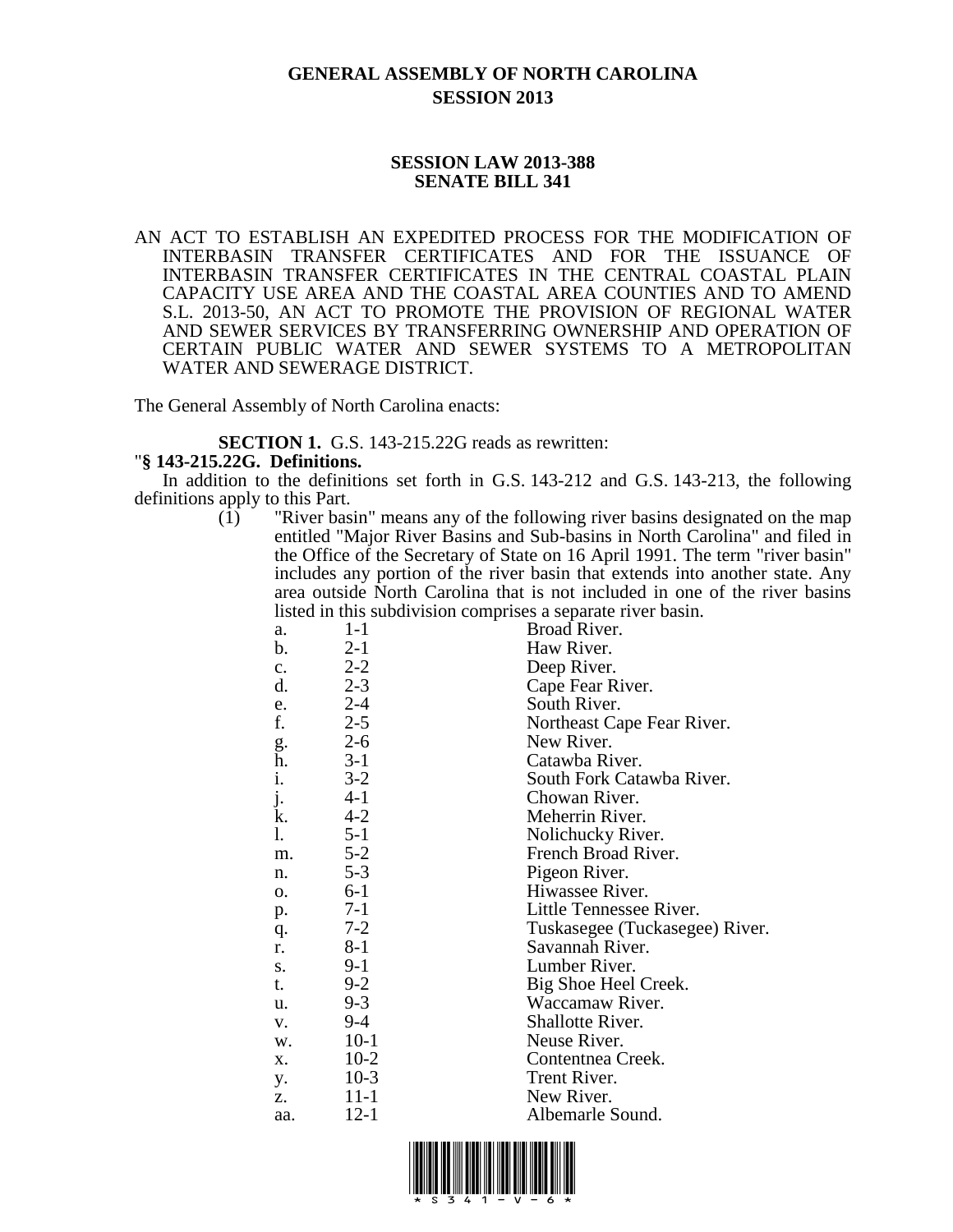# GENERAL ASSEMBLY OF NORTH CAROLINA
## SESSION 2013

### SESSION LAW 2013-388
### SENATE BILL 341

AN ACT TO ESTABLISH AN EXPEDITED PROCESS FOR THE MODIFICATION OF INTERBASIN TRANSFER CERTIFICATES AND FOR THE ISSUANCE OF INTERBASIN TRANSFER CERTIFICATES IN THE CENTRAL COASTAL PLAIN CAPACITY USE AREA AND THE COASTAL AREA COUNTIES AND TO AMEND S.L. 2013-50, AN ACT TO PROMOTE THE PROVISION OF REGIONAL WATER AND SEWER SERVICES BY TRANSFERRING OWNERSHIP AND OPERATION OF CERTAIN PUBLIC WATER AND SEWER SYSTEMS TO A METROPOLITAN WATER AND SEWERAGE DISTRICT.

The General Assembly of North Carolina enacts:

**SECTION 1.** G.S. 143-215.22G reads as rewritten:

"**§ 143-215.22G. Definitions.**

In addition to the definitions set forth in G.S. 143-212 and G.S. 143-213, the following definitions apply to this Part.

(1) "River basin" means any of the following river basins designated on the map entitled "Major River Basins and Sub-basins in North Carolina" and filed in the Office of the Secretary of State on 16 April 1991. The term "river basin" includes any portion of the river basin that extends into another state. Any area outside North Carolina that is not included in one of the river basins listed in this subdivision comprises a separate river basin.

a. 1-1 Broad River.
b. 2-1 Haw River.
c. 2-2 Deep River.
d. 2-3 Cape Fear River.
e. 2-4 South River.
f. 2-5 Northeast Cape Fear River.
g. 2-6 New River.
h. 3-1 Catawba River.
i. 3-2 South Fork Catawba River.
j. 4-1 Chowan River.
k. 4-2 Meherrin River.
l. 5-1 Nolichucky River.
m. 5-2 French Broad River.
n. 5-3 Pigeon River.
o. 6-1 Hiwassee River.
p. 7-1 Little Tennessee River.
q. 7-2 Tuskasegee (Tuckasegee) River.
r. 8-1 Savannah River.
s. 9-1 Lumber River.
t. 9-2 Big Shoe Heel Creek.
u. 9-3 Waccamaw River.
v. 9-4 Shallotte River.
w. 10-1 Neuse River.
x. 10-2 Contentnea Creek.
y. 10-3 Trent River.
z. 11-1 New River.
aa. 12-1 Albemarle Sound.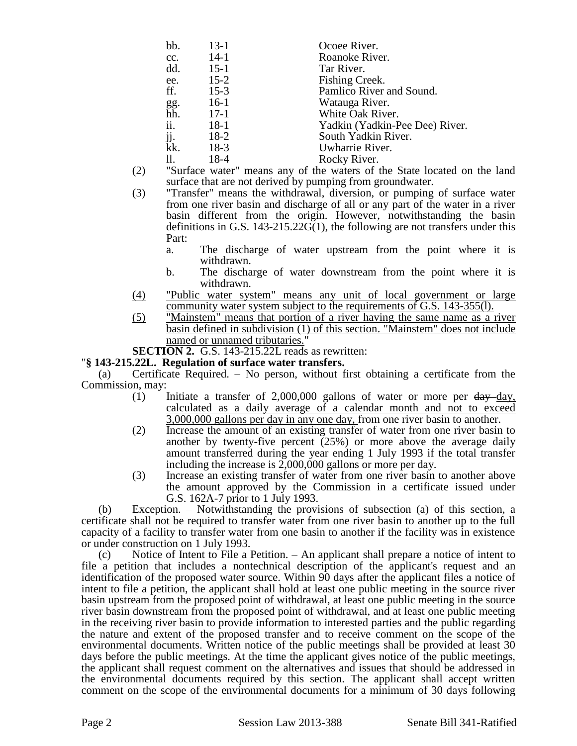| | | |
|---|---|---|
| bb. | 13-1 | Ocoee River. |
| cc. | 14-1 | Roanoke River. |
| dd. | 15-1 | Tar River. |
| ee. | 15-2 | Fishing Creek. |
| ff. | 15-3 | Pamlico River and Sound. |
| gg. | 16-1 | Watauga River. |
| hh. | 17-1 | White Oak River. |
| ii. | 18-1 | Yadkin (Yadkin-Pee Dee) River. |
| jj. | 18-2 | South Yadkin River. |
| kk. | 18-3 | Uwharrie River. |
| ll. | 18-4 | Rocky River. |

(2) "Surface water" means any of the waters of the State located on the land surface that are not derived by pumping from groundwater.

(3) "Transfer" means the withdrawal, diversion, or pumping of surface water from one river basin and discharge of all or any part of the water in a river basin different from the origin. However, notwithstanding the basin definitions in G.S. 143-215.22G(1), the following are not transfers under this Part:

a. The discharge of water upstream from the point where it is withdrawn.

b. The discharge of water downstream from the point where it is withdrawn.

(4) "Public water system" means any unit of local government or large community water system subject to the requirements of G.S. 143-355(l).

(5) "Mainstem" means that portion of a river having the same name as a river basin defined in subdivision (1) of this section. "Mainstem" does not include named or unnamed tributaries."

**SECTION 2.** G.S. 143-215.22L reads as rewritten:

"**§ 143-215.22L. Regulation of surface water transfers.**

(a) Certificate Required. – No person, without first obtaining a certificate from the Commission, may:

(1) Initiate a transfer of 2,000,000 gallons of water or more per ~~day~~ day, calculated as a daily average of a calendar month and not to exceed 3,000,000 gallons per day in any one day, from one river basin to another.

(2) Increase the amount of an existing transfer of water from one river basin to another by twenty-five percent (25%) or more above the average daily amount transferred during the year ending 1 July 1993 if the total transfer including the increase is 2,000,000 gallons or more per day.

(3) Increase an existing transfer of water from one river basin to another above the amount approved by the Commission in a certificate issued under G.S. 162A-7 prior to 1 July 1993.

(b) Exception. – Notwithstanding the provisions of subsection (a) of this section, a certificate shall not be required to transfer water from one river basin to another up to the full capacity of a facility to transfer water from one basin to another if the facility was in existence or under construction on 1 July 1993.

(c) Notice of Intent to File a Petition. – An applicant shall prepare a notice of intent to file a petition that includes a nontechnical description of the applicant's request and an identification of the proposed water source. Within 90 days after the applicant files a notice of intent to file a petition, the applicant shall hold at least one public meeting in the source river basin upstream from the proposed point of withdrawal, at least one public meeting in the source river basin downstream from the proposed point of withdrawal, and at least one public meeting in the receiving river basin to provide information to interested parties and the public regarding the nature and extent of the proposed transfer and to receive comment on the scope of the environmental documents. Written notice of the public meetings shall be provided at least 30 days before the public meetings. At the time the applicant gives notice of the public meetings, the applicant shall request comment on the alternatives and issues that should be addressed in the environmental documents required by this section. The applicant shall accept written comment on the scope of the environmental documents for a minimum of 30 days following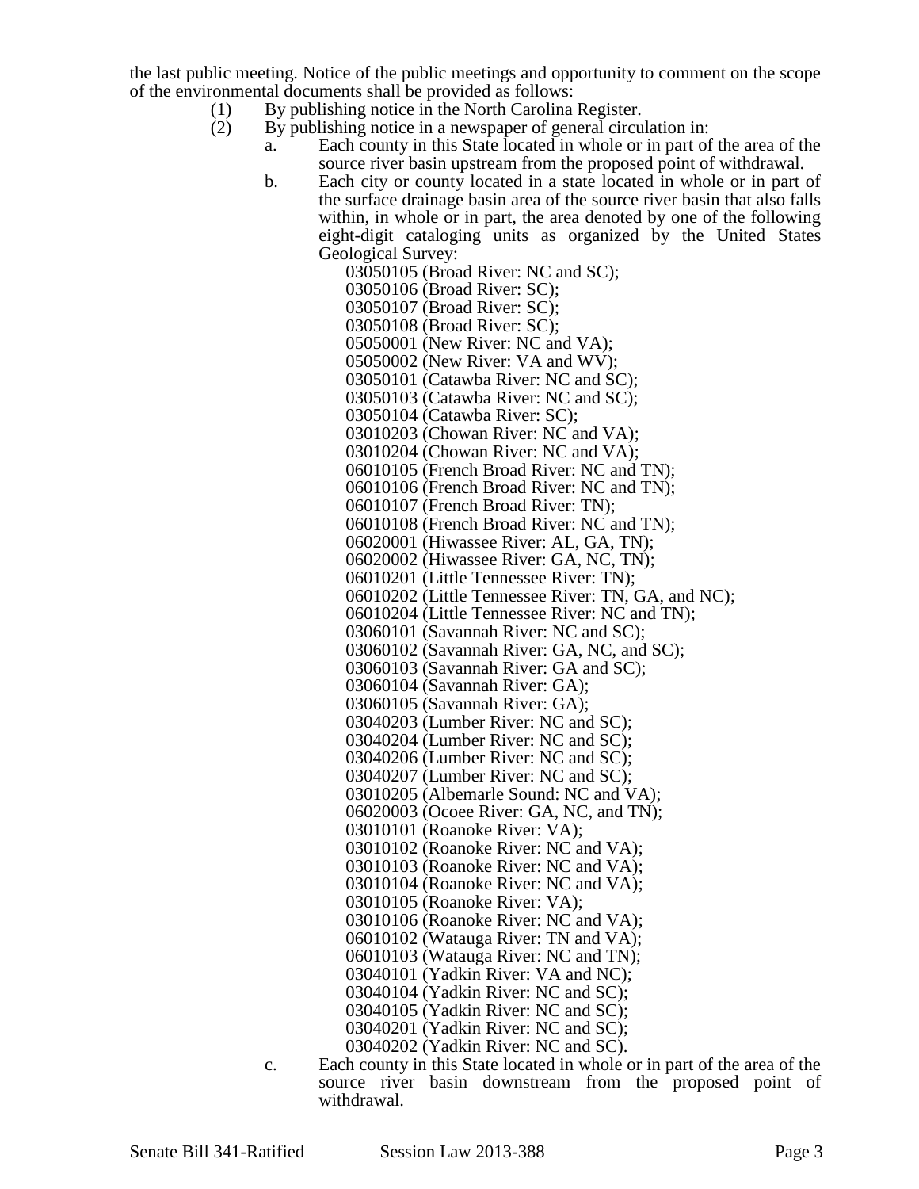the last public meeting. Notice of the public meetings and opportunity to comment on the scope of the environmental documents shall be provided as follows:

(1) By publishing notice in the North Carolina Register.

(2) By publishing notice in a newspaper of general circulation in:

a. Each county in this State located in whole or in part of the area of the source river basin upstream from the proposed point of withdrawal.

b. Each city or county located in a state located in whole or in part of the surface drainage basin area of the source river basin that also falls within, in whole or in part, the area denoted by one of the following eight-digit cataloging units as organized by the United States Geological Survey:

03050105 (Broad River: NC and SC);
03050106 (Broad River: SC);
03050107 (Broad River: SC);
03050108 (Broad River: SC);
05050001 (New River: NC and VA);
05050002 (New River: VA and WV);
03050101 (Catawba River: NC and SC);
03050103 (Catawba River: NC and SC);
03050104 (Catawba River: SC);
03010203 (Chowan River: NC and VA);
03010204 (Chowan River: NC and VA);
06010105 (French Broad River: NC and TN);
06010106 (French Broad River: NC and TN);
06010107 (French Broad River: TN);
06010108 (French Broad River: NC and TN);
06020001 (Hiwassee River: AL, GA, TN);
06020002 (Hiwassee River: GA, NC, TN);
06010201 (Little Tennessee River: TN);
06010202 (Little Tennessee River: TN, GA, and NC);
06010204 (Little Tennessee River: NC and TN);
03060101 (Savannah River: NC and SC);
03060102 (Savannah River: GA, NC, and SC);
03060103 (Savannah River: GA and SC);
03060104 (Savannah River: GA);
03060105 (Savannah River: GA);
03040203 (Lumber River: NC and SC);
03040204 (Lumber River: NC and SC);
03040206 (Lumber River: NC and SC);
03040207 (Lumber River: NC and SC);
03010205 (Albemarle Sound: NC and VA);
06020003 (Ocoee River: GA, NC, and TN);
03010101 (Roanoke River: VA);
03010102 (Roanoke River: NC and VA);
03010103 (Roanoke River: NC and VA);
03010104 (Roanoke River: NC and VA);
03010105 (Roanoke River: VA);
03010106 (Roanoke River: NC and VA);
06010102 (Watauga River: TN and VA);
06010103 (Watauga River: NC and TN);
03040101 (Yadkin River: VA and NC);
03040104 (Yadkin River: NC and SC);
03040105 (Yadkin River: NC and SC);
03040201 (Yadkin River: NC and SC);
03040202 (Yadkin River: NC and SC).

c. Each county in this State located in whole or in part of the area of the source river basin downstream from the proposed point of withdrawal.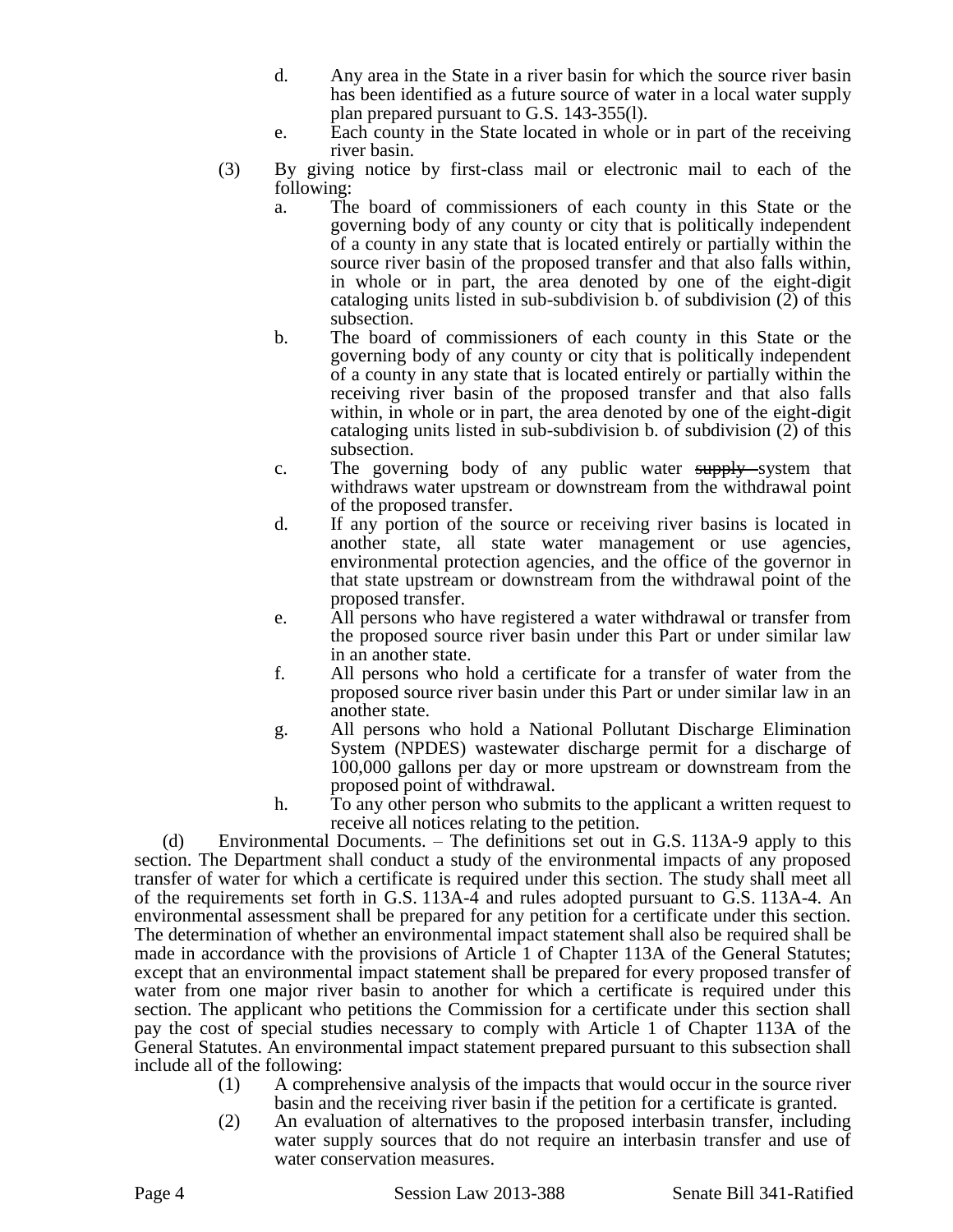d. Any area in the State in a river basin for which the source river basin has been identified as a future source of water in a local water supply plan prepared pursuant to G.S. 143-355(l).

e. Each county in the State located in whole or in part of the receiving river basin.

(3) By giving notice by first-class mail or electronic mail to each of the following:

a. The board of commissioners of each county in this State or the governing body of any county or city that is politically independent of a county in any state that is located entirely or partially within the source river basin of the proposed transfer and that also falls within, in whole or in part, the area denoted by one of the eight-digit cataloging units listed in sub-subdivision b. of subdivision (2) of this subsection.

b. The board of commissioners of each county in this State or the governing body of any county or city that is politically independent of a county in any state that is located entirely or partially within the receiving river basin of the proposed transfer and that also falls within, in whole or in part, the area denoted by one of the eight-digit cataloging units listed in sub-subdivision b. of subdivision (2) of this subsection.

c. The governing body of any public water ~~supply~~ system that withdraws water upstream or downstream from the withdrawal point of the proposed transfer.

d. If any portion of the source or receiving river basins is located in another state, all state water management or use agencies, environmental protection agencies, and the office of the governor in that state upstream or downstream from the withdrawal point of the proposed transfer.

e. All persons who have registered a water withdrawal or transfer from the proposed source river basin under this Part or under similar law in an another state.

f. All persons who hold a certificate for a transfer of water from the proposed source river basin under this Part or under similar law in an another state.

g. All persons who hold a National Pollutant Discharge Elimination System (NPDES) wastewater discharge permit for a discharge of 100,000 gallons per day or more upstream or downstream from the proposed point of withdrawal.

h. To any other person who submits to the applicant a written request to receive all notices relating to the petition.

(d) Environmental Documents. – The definitions set out in G.S. 113A-9 apply to this section. The Department shall conduct a study of the environmental impacts of any proposed transfer of water for which a certificate is required under this section. The study shall meet all of the requirements set forth in G.S. 113A-4 and rules adopted pursuant to G.S. 113A-4. An environmental assessment shall be prepared for any petition for a certificate under this section. The determination of whether an environmental impact statement shall also be required shall be made in accordance with the provisions of Article 1 of Chapter 113A of the General Statutes; except that an environmental impact statement shall be prepared for every proposed transfer of water from one major river basin to another for which a certificate is required under this section. The applicant who petitions the Commission for a certificate under this section shall pay the cost of special studies necessary to comply with Article 1 of Chapter 113A of the General Statutes. An environmental impact statement prepared pursuant to this subsection shall include all of the following:

(1) A comprehensive analysis of the impacts that would occur in the source river basin and the receiving river basin if the petition for a certificate is granted.

(2) An evaluation of alternatives to the proposed interbasin transfer, including water supply sources that do not require an interbasin transfer and use of water conservation measures.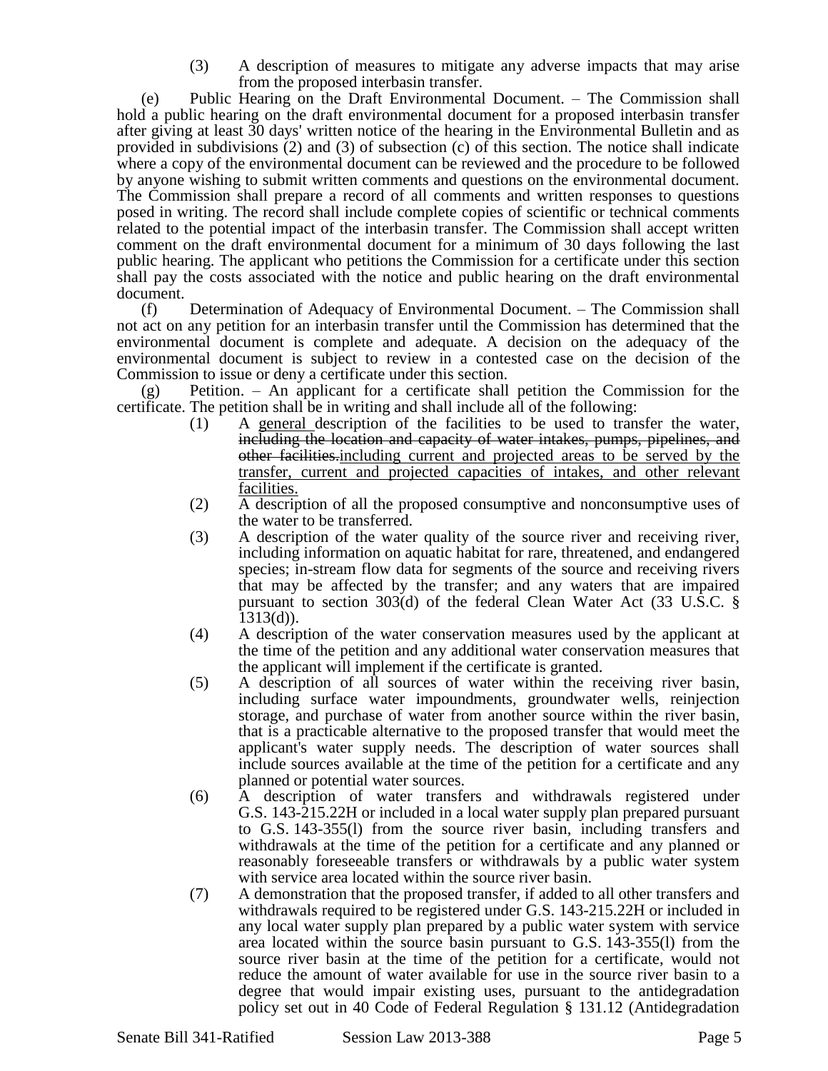(3) A description of measures to mitigate any adverse impacts that may arise from the proposed interbasin transfer.

(e) Public Hearing on the Draft Environmental Document. – The Commission shall hold a public hearing on the draft environmental document for a proposed interbasin transfer after giving at least 30 days' written notice of the hearing in the Environmental Bulletin and as provided in subdivisions (2) and (3) of subsection (c) of this section. The notice shall indicate where a copy of the environmental document can be reviewed and the procedure to be followed by anyone wishing to submit written comments and questions on the environmental document. The Commission shall prepare a record of all comments and written responses to questions posed in writing. The record shall include complete copies of scientific or technical comments related to the potential impact of the interbasin transfer. The Commission shall accept written comment on the draft environmental document for a minimum of 30 days following the last public hearing. The applicant who petitions the Commission for a certificate under this section shall pay the costs associated with the notice and public hearing on the draft environmental document.

(f) Determination of Adequacy of Environmental Document. – The Commission shall not act on any petition for an interbasin transfer until the Commission has determined that the environmental document is complete and adequate. A decision on the adequacy of the environmental document is subject to review in a contested case on the decision of the Commission to issue or deny a certificate under this section.

(g) Petition. – An applicant for a certificate shall petition the Commission for the certificate. The petition shall be in writing and shall include all of the following:

(1) A <u>general</u> description of the facilities to be used to transfer the water, ~~including the location and capacity of water intakes, pumps, pipelines, and other facilities.~~<u>including current and projected areas to be served by the transfer, current and projected capacities of intakes, and other relevant facilities.</u>

(2) A description of all the proposed consumptive and nonconsumptive uses of the water to be transferred.

(3) A description of the water quality of the source river and receiving river, including information on aquatic habitat for rare, threatened, and endangered species; in-stream flow data for segments of the source and receiving rivers that may be affected by the transfer; and any waters that are impaired pursuant to section 303(d) of the federal Clean Water Act (33 U.S.C. § 1313(d)).

(4) A description of the water conservation measures used by the applicant at the time of the petition and any additional water conservation measures that the applicant will implement if the certificate is granted.

(5) A description of all sources of water within the receiving river basin, including surface water impoundments, groundwater wells, reinjection storage, and purchase of water from another source within the river basin, that is a practicable alternative to the proposed transfer that would meet the applicant's water supply needs. The description of water sources shall include sources available at the time of the petition for a certificate and any planned or potential water sources.

(6) A description of water transfers and withdrawals registered under G.S. 143-215.22H or included in a local water supply plan prepared pursuant to G.S. 143-355(l) from the source river basin, including transfers and withdrawals at the time of the petition for a certificate and any planned or reasonably foreseeable transfers or withdrawals by a public water system with service area located within the source river basin.

(7) A demonstration that the proposed transfer, if added to all other transfers and withdrawals required to be registered under G.S. 143-215.22H or included in any local water supply plan prepared by a public water system with service area located within the source basin pursuant to G.S. 143-355(l) from the source river basin at the time of the petition for a certificate, would not reduce the amount of water available for use in the source river basin to a degree that would impair existing uses, pursuant to the antidegradation policy set out in 40 Code of Federal Regulation § 131.12 (Antidegradation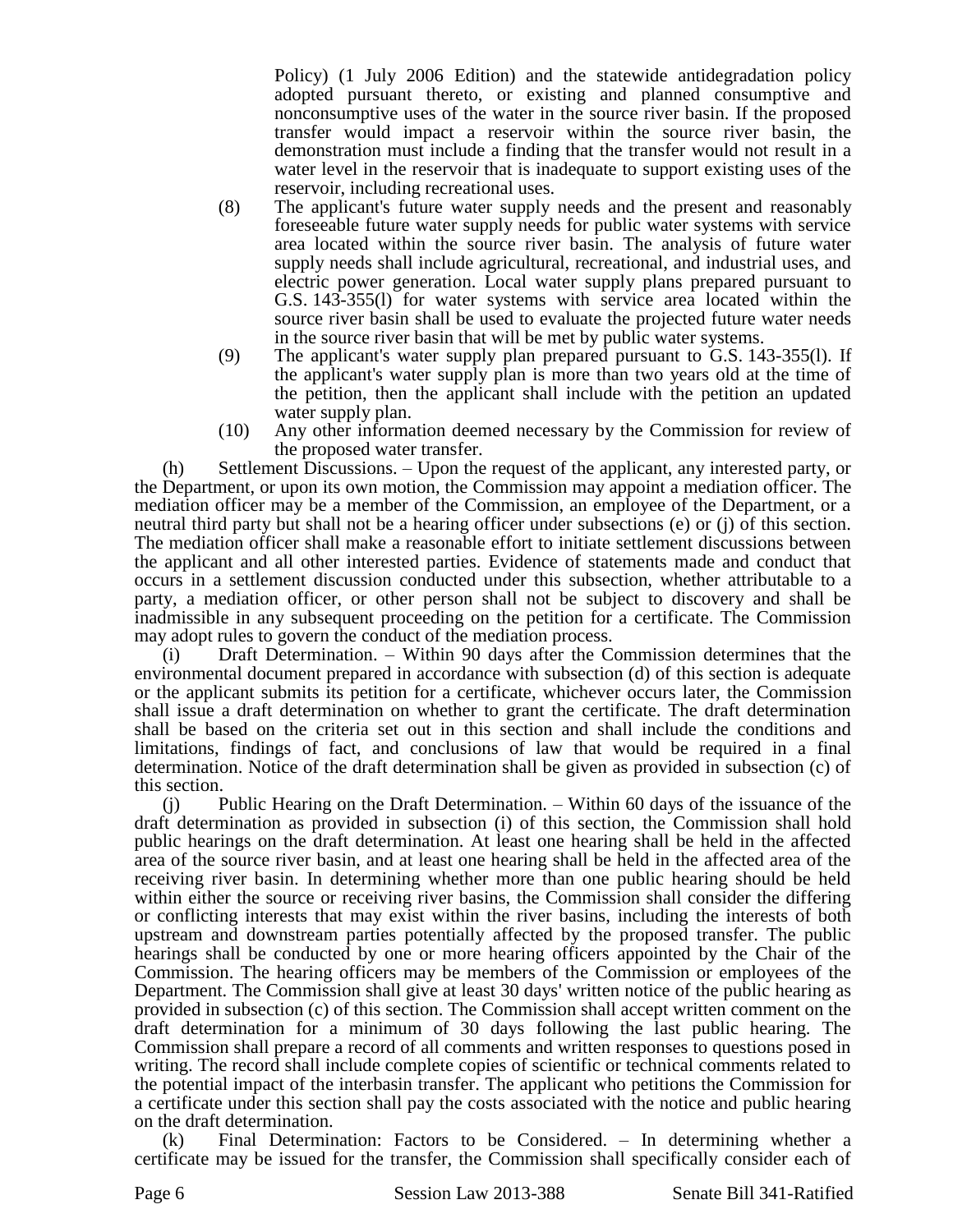Policy) (1 July 2006 Edition) and the statewide antidegradation policy adopted pursuant thereto, or existing and planned consumptive and nonconsumptive uses of the water in the source river basin. If the proposed transfer would impact a reservoir within the source river basin, the demonstration must include a finding that the transfer would not result in a water level in the reservoir that is inadequate to support existing uses of the reservoir, including recreational uses.

(8) The applicant's future water supply needs and the present and reasonably foreseeable future water supply needs for public water systems with service area located within the source river basin. The analysis of future water supply needs shall include agricultural, recreational, and industrial uses, and electric power generation. Local water supply plans prepared pursuant to G.S. 143-355(l) for water systems with service area located within the source river basin shall be used to evaluate the projected future water needs in the source river basin that will be met by public water systems.

(9) The applicant's water supply plan prepared pursuant to G.S. 143-355(l). If the applicant's water supply plan is more than two years old at the time of the petition, then the applicant shall include with the petition an updated water supply plan.

(10) Any other information deemed necessary by the Commission for review of the proposed water transfer.

(h) Settlement Discussions. – Upon the request of the applicant, any interested party, or the Department, or upon its own motion, the Commission may appoint a mediation officer. The mediation officer may be a member of the Commission, an employee of the Department, or a neutral third party but shall not be a hearing officer under subsections (e) or (j) of this section. The mediation officer shall make a reasonable effort to initiate settlement discussions between the applicant and all other interested parties. Evidence of statements made and conduct that occurs in a settlement discussion conducted under this subsection, whether attributable to a party, a mediation officer, or other person shall not be subject to discovery and shall be inadmissible in any subsequent proceeding on the petition for a certificate. The Commission may adopt rules to govern the conduct of the mediation process.

(i) Draft Determination. – Within 90 days after the Commission determines that the environmental document prepared in accordance with subsection (d) of this section is adequate or the applicant submits its petition for a certificate, whichever occurs later, the Commission shall issue a draft determination on whether to grant the certificate. The draft determination shall be based on the criteria set out in this section and shall include the conditions and limitations, findings of fact, and conclusions of law that would be required in a final determination. Notice of the draft determination shall be given as provided in subsection (c) of this section.

(j) Public Hearing on the Draft Determination. – Within 60 days of the issuance of the draft determination as provided in subsection (i) of this section, the Commission shall hold public hearings on the draft determination. At least one hearing shall be held in the affected area of the source river basin, and at least one hearing shall be held in the affected area of the receiving river basin. In determining whether more than one public hearing should be held within either the source or receiving river basins, the Commission shall consider the differing or conflicting interests that may exist within the river basins, including the interests of both upstream and downstream parties potentially affected by the proposed transfer. The public hearings shall be conducted by one or more hearing officers appointed by the Chair of the Commission. The hearing officers may be members of the Commission or employees of the Department. The Commission shall give at least 30 days' written notice of the public hearing as provided in subsection (c) of this section. The Commission shall accept written comment on the draft determination for a minimum of 30 days following the last public hearing. The Commission shall prepare a record of all comments and written responses to questions posed in writing. The record shall include complete copies of scientific or technical comments related to the potential impact of the interbasin transfer. The applicant who petitions the Commission for a certificate under this section shall pay the costs associated with the notice and public hearing on the draft determination.

(k) Final Determination: Factors to be Considered. – In determining whether a certificate may be issued for the transfer, the Commission shall specifically consider each of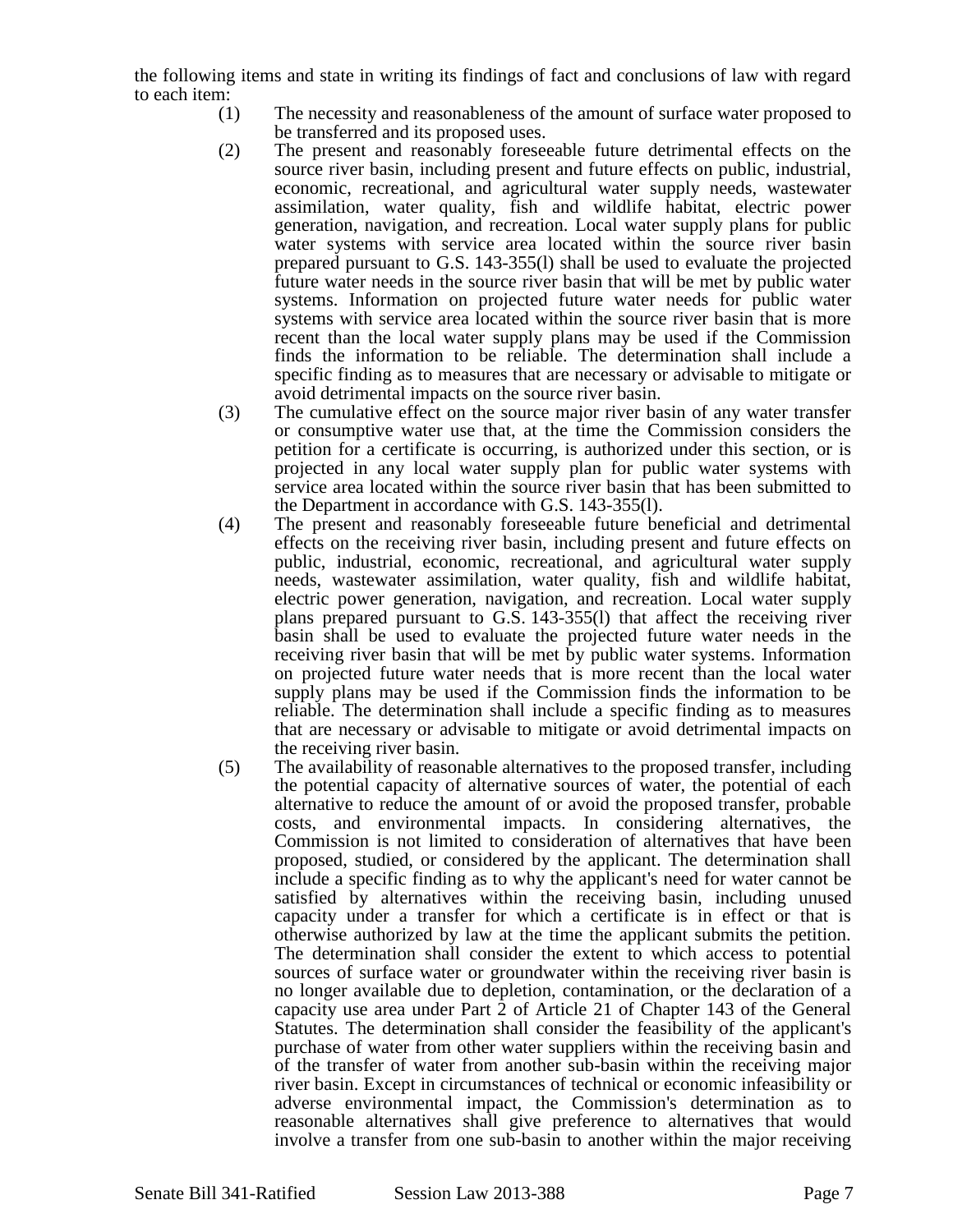the following items and state in writing its findings of fact and conclusions of law with regard to each item:

(1) The necessity and reasonableness of the amount of surface water proposed to be transferred and its proposed uses.

(2) The present and reasonably foreseeable future detrimental effects on the source river basin, including present and future effects on public, industrial, economic, recreational, and agricultural water supply needs, wastewater assimilation, water quality, fish and wildlife habitat, electric power generation, navigation, and recreation. Local water supply plans for public water systems with service area located within the source river basin prepared pursuant to G.S. 143-355(l) shall be used to evaluate the projected future water needs in the source river basin that will be met by public water systems. Information on projected future water needs for public water systems with service area located within the source river basin that is more recent than the local water supply plans may be used if the Commission finds the information to be reliable. The determination shall include a specific finding as to measures that are necessary or advisable to mitigate or avoid detrimental impacts on the source river basin.

(3) The cumulative effect on the source major river basin of any water transfer or consumptive water use that, at the time the Commission considers the petition for a certificate is occurring, is authorized under this section, or is projected in any local water supply plan for public water systems with service area located within the source river basin that has been submitted to the Department in accordance with G.S. 143-355(l).

(4) The present and reasonably foreseeable future beneficial and detrimental effects on the receiving river basin, including present and future effects on public, industrial, economic, recreational, and agricultural water supply needs, wastewater assimilation, water quality, fish and wildlife habitat, electric power generation, navigation, and recreation. Local water supply plans prepared pursuant to G.S. 143-355(l) that affect the receiving river basin shall be used to evaluate the projected future water needs in the receiving river basin that will be met by public water systems. Information on projected future water needs that is more recent than the local water supply plans may be used if the Commission finds the information to be reliable. The determination shall include a specific finding as to measures that are necessary or advisable to mitigate or avoid detrimental impacts on the receiving river basin.

(5) The availability of reasonable alternatives to the proposed transfer, including the potential capacity of alternative sources of water, the potential of each alternative to reduce the amount of or avoid the proposed transfer, probable costs, and environmental impacts. In considering alternatives, the Commission is not limited to consideration of alternatives that have been proposed, studied, or considered by the applicant. The determination shall include a specific finding as to why the applicant's need for water cannot be satisfied by alternatives within the receiving basin, including unused capacity under a transfer for which a certificate is in effect or that is otherwise authorized by law at the time the applicant submits the petition. The determination shall consider the extent to which access to potential sources of surface water or groundwater within the receiving river basin is no longer available due to depletion, contamination, or the declaration of a capacity use area under Part 2 of Article 21 of Chapter 143 of the General Statutes. The determination shall consider the feasibility of the applicant's purchase of water from other water suppliers within the receiving basin and of the transfer of water from another sub-basin within the receiving major river basin. Except in circumstances of technical or economic infeasibility or adverse environmental impact, the Commission's determination as to reasonable alternatives shall give preference to alternatives that would involve a transfer from one sub-basin to another within the major receiving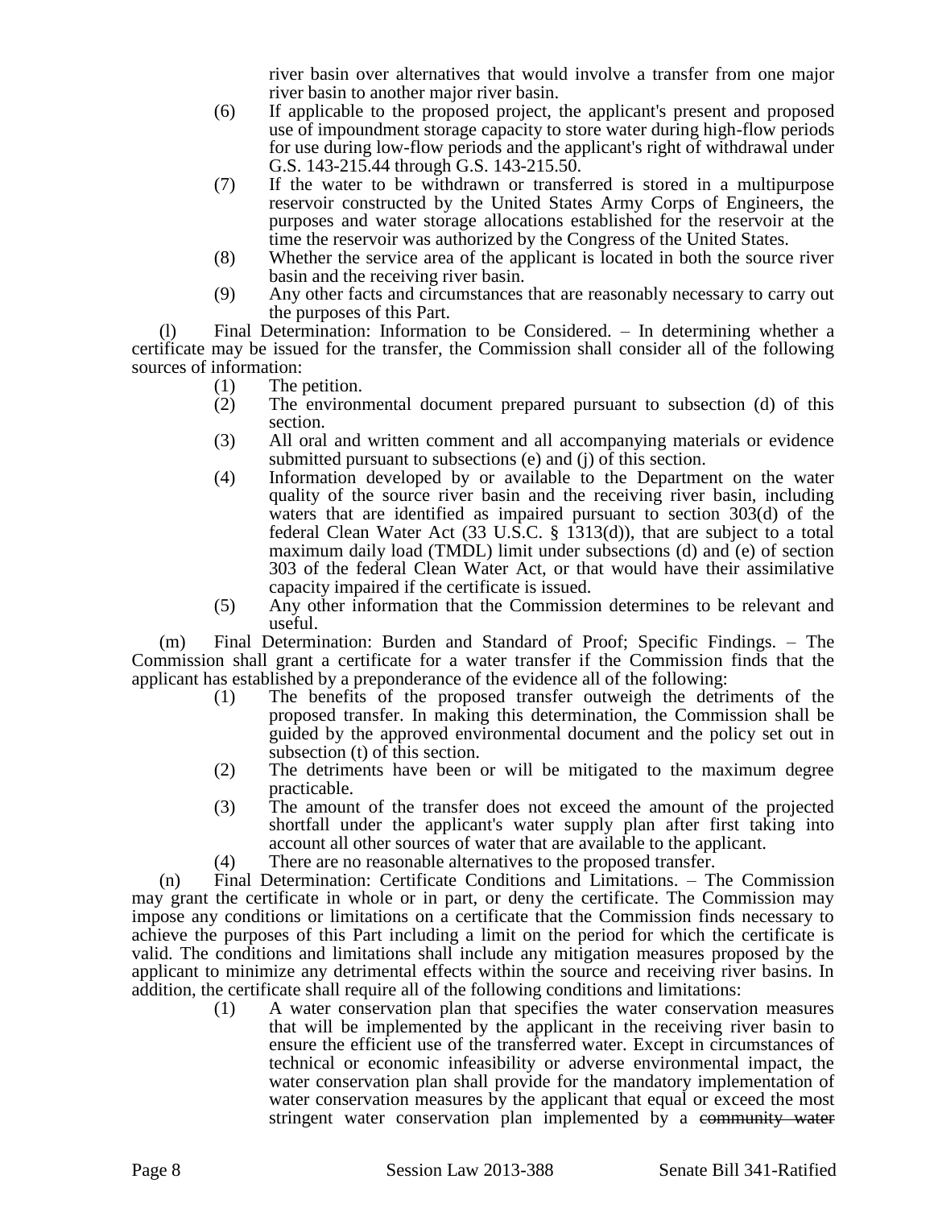river basin over alternatives that would involve a transfer from one major river basin to another major river basin.

(6) If applicable to the proposed project, the applicant's present and proposed use of impoundment storage capacity to store water during high-flow periods for use during low-flow periods and the applicant's right of withdrawal under G.S. 143-215.44 through G.S. 143-215.50.

(7) If the water to be withdrawn or transferred is stored in a multipurpose reservoir constructed by the United States Army Corps of Engineers, the purposes and water storage allocations established for the reservoir at the time the reservoir was authorized by the Congress of the United States.

(8) Whether the service area of the applicant is located in both the source river basin and the receiving river basin.

(9) Any other facts and circumstances that are reasonably necessary to carry out the purposes of this Part.

(l) Final Determination: Information to be Considered. – In determining whether a certificate may be issued for the transfer, the Commission shall consider all of the following sources of information:

(1) The petition.

(2) The environmental document prepared pursuant to subsection (d) of this section.

(3) All oral and written comment and all accompanying materials or evidence submitted pursuant to subsections (e) and (j) of this section.

(4) Information developed by or available to the Department on the water quality of the source river basin and the receiving river basin, including waters that are identified as impaired pursuant to section 303(d) of the federal Clean Water Act (33 U.S.C. § 1313(d)), that are subject to a total maximum daily load (TMDL) limit under subsections (d) and (e) of section 303 of the federal Clean Water Act, or that would have their assimilative capacity impaired if the certificate is issued.

(5) Any other information that the Commission determines to be relevant and useful.

(m) Final Determination: Burden and Standard of Proof; Specific Findings. – The Commission shall grant a certificate for a water transfer if the Commission finds that the applicant has established by a preponderance of the evidence all of the following:

(1) The benefits of the proposed transfer outweigh the detriments of the proposed transfer. In making this determination, the Commission shall be guided by the approved environmental document and the policy set out in subsection (t) of this section.

(2) The detriments have been or will be mitigated to the maximum degree practicable.

(3) The amount of the transfer does not exceed the amount of the projected shortfall under the applicant's water supply plan after first taking into account all other sources of water that are available to the applicant.

(4) There are no reasonable alternatives to the proposed transfer.

(n) Final Determination: Certificate Conditions and Limitations. – The Commission may grant the certificate in whole or in part, or deny the certificate. The Commission may impose any conditions or limitations on a certificate that the Commission finds necessary to achieve the purposes of this Part including a limit on the period for which the certificate is valid. The conditions and limitations shall include any mitigation measures proposed by the applicant to minimize any detrimental effects within the source and receiving river basins. In addition, the certificate shall require all of the following conditions and limitations:

(1) A water conservation plan that specifies the water conservation measures that will be implemented by the applicant in the receiving river basin to ensure the efficient use of the transferred water. Except in circumstances of technical or economic infeasibility or adverse environmental impact, the water conservation plan shall provide for the mandatory implementation of water conservation measures by the applicant that equal or exceed the most stringent water conservation plan implemented by a ~~community water~~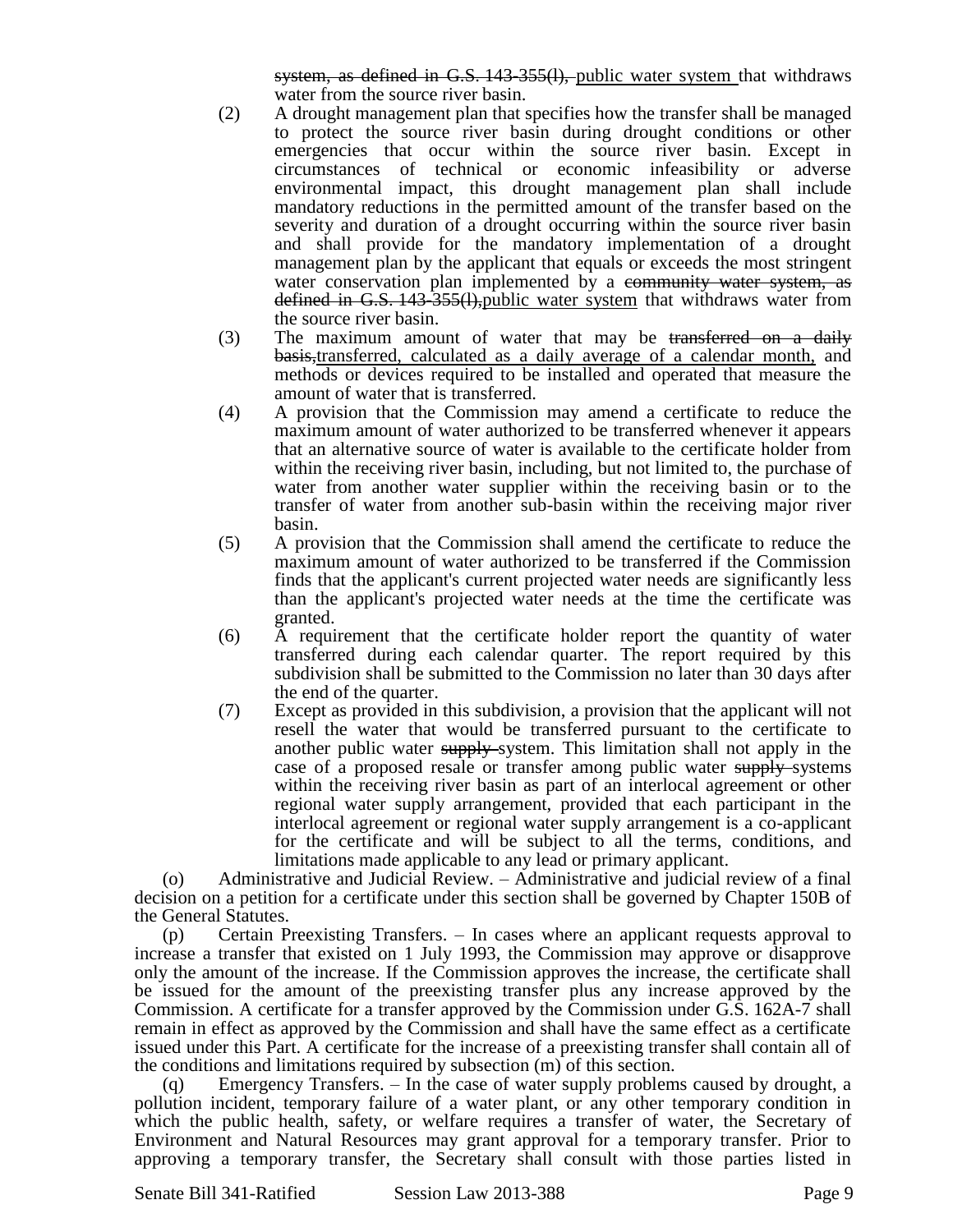system, as defined in G.S. 143-355(l), public water system that withdraws water from the source river basin.

(2) A drought management plan that specifies how the transfer shall be managed to protect the source river basin during drought conditions or other emergencies that occur within the source river basin. Except in circumstances of technical or economic infeasibility or adverse environmental impact, this drought management plan shall include mandatory reductions in the permitted amount of the transfer based on the severity and duration of a drought occurring within the source river basin and shall provide for the mandatory implementation of a drought management plan by the applicant that equals or exceeds the most stringent water conservation plan implemented by a community water system, as defined in G.S. 143-355(l),public water system that withdraws water from the source river basin.

(3) The maximum amount of water that may be transferred on a daily basis,transferred, calculated as a daily average of a calendar month, and methods or devices required to be installed and operated that measure the amount of water that is transferred.

(4) A provision that the Commission may amend a certificate to reduce the maximum amount of water authorized to be transferred whenever it appears that an alternative source of water is available to the certificate holder from within the receiving river basin, including, but not limited to, the purchase of water from another water supplier within the receiving basin or to the transfer of water from another sub-basin within the receiving major river basin.

(5) A provision that the Commission shall amend the certificate to reduce the maximum amount of water authorized to be transferred if the Commission finds that the applicant's current projected water needs are significantly less than the applicant's projected water needs at the time the certificate was granted.

(6) A requirement that the certificate holder report the quantity of water transferred during each calendar quarter. The report required by this subdivision shall be submitted to the Commission no later than 30 days after the end of the quarter.

(7) Except as provided in this subdivision, a provision that the applicant will not resell the water that would be transferred pursuant to the certificate to another public water supply system. This limitation shall not apply in the case of a proposed resale or transfer among public water supply systems within the receiving river basin as part of an interlocal agreement or other regional water supply arrangement, provided that each participant in the interlocal agreement or regional water supply arrangement is a co-applicant for the certificate and will be subject to all the terms, conditions, and limitations made applicable to any lead or primary applicant.

(o) Administrative and Judicial Review. – Administrative and judicial review of a final decision on a petition for a certificate under this section shall be governed by Chapter 150B of the General Statutes.

(p) Certain Preexisting Transfers. – In cases where an applicant requests approval to increase a transfer that existed on 1 July 1993, the Commission may approve or disapprove only the amount of the increase. If the Commission approves the increase, the certificate shall be issued for the amount of the preexisting transfer plus any increase approved by the Commission. A certificate for a transfer approved by the Commission under G.S. 162A-7 shall remain in effect as approved by the Commission and shall have the same effect as a certificate issued under this Part. A certificate for the increase of a preexisting transfer shall contain all of the conditions and limitations required by subsection (m) of this section.

(q) Emergency Transfers. – In the case of water supply problems caused by drought, a pollution incident, temporary failure of a water plant, or any other temporary condition in which the public health, safety, or welfare requires a transfer of water, the Secretary of Environment and Natural Resources may grant approval for a temporary transfer. Prior to approving a temporary transfer, the Secretary shall consult with those parties listed in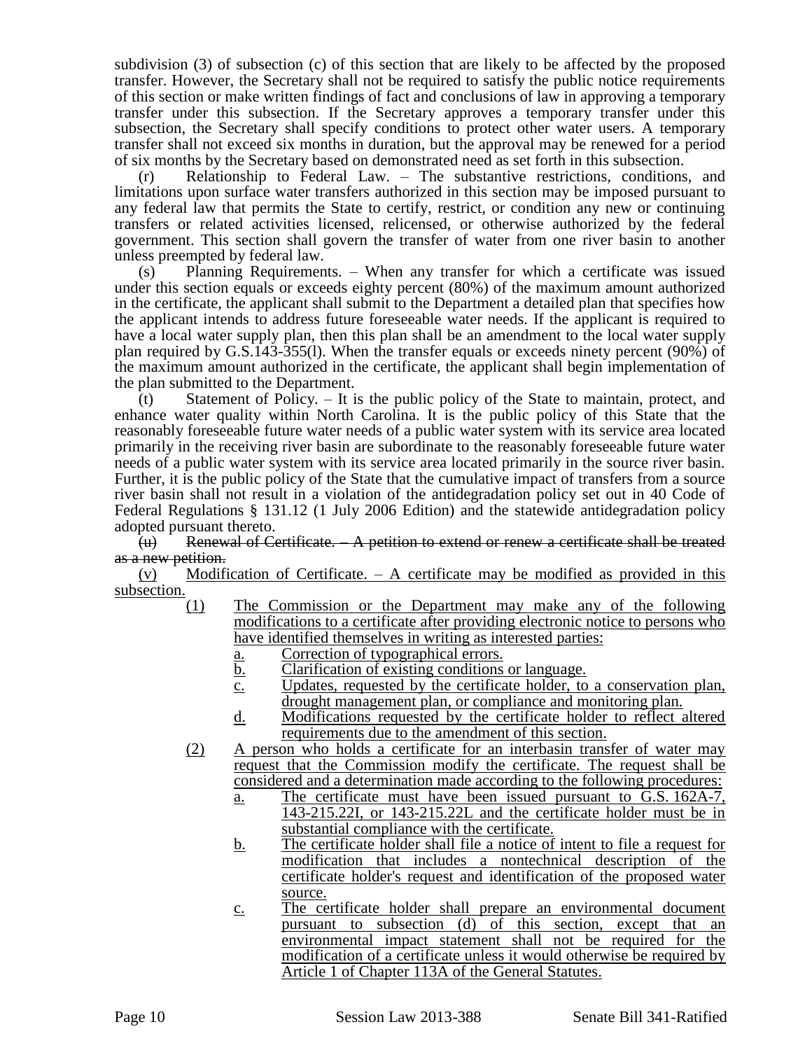subdivision (3) of subsection (c) of this section that are likely to be affected by the proposed transfer. However, the Secretary shall not be required to satisfy the public notice requirements of this section or make written findings of fact and conclusions of law in approving a temporary transfer under this subsection. If the Secretary approves a temporary transfer under this subsection, the Secretary shall specify conditions to protect other water users. A temporary transfer shall not exceed six months in duration, but the approval may be renewed for a period of six months by the Secretary based on demonstrated need as set forth in this subsection.

(r) Relationship to Federal Law. – The substantive restrictions, conditions, and limitations upon surface water transfers authorized in this section may be imposed pursuant to any federal law that permits the State to certify, restrict, or condition any new or continuing transfers or related activities licensed, relicensed, or otherwise authorized by the federal government. This section shall govern the transfer of water from one river basin to another unless preempted by federal law.

(s) Planning Requirements. – When any transfer for which a certificate was issued under this section equals or exceeds eighty percent (80%) of the maximum amount authorized in the certificate, the applicant shall submit to the Department a detailed plan that specifies how the applicant intends to address future foreseeable water needs. If the applicant is required to have a local water supply plan, then this plan shall be an amendment to the local water supply plan required by G.S.143-355(l). When the transfer equals or exceeds ninety percent (90%) of the maximum amount authorized in the certificate, the applicant shall begin implementation of the plan submitted to the Department.

(t) Statement of Policy. – It is the public policy of the State to maintain, protect, and enhance water quality within North Carolina. It is the public policy of this State that the reasonably foreseeable future water needs of a public water system with its service area located primarily in the receiving river basin are subordinate to the reasonably foreseeable future water needs of a public water system with its service area located primarily in the source river basin. Further, it is the public policy of the State that the cumulative impact of transfers from a source river basin shall not result in a violation of the antidegradation policy set out in 40 Code of Federal Regulations § 131.12 (1 July 2006 Edition) and the statewide antidegradation policy adopted pursuant thereto.

~~(u) Renewal of Certificate. – A petition to extend or renew a certificate shall be treated as a new petition.~~

<u>(v) Modification of Certificate. – A certificate may be modified as provided in this subsection.</u>

<u>(1) The Commission or the Department may make any of the following modifications to a certificate after providing electronic notice to persons who have identified themselves in writing as interested parties:</u>

<u>a. Correction of typographical errors.</u>

<u>b. Clarification of existing conditions or language.</u>

<u>c. Updates, requested by the certificate holder, to a conservation plan, drought management plan, or compliance and monitoring plan.</u>

<u>d. Modifications requested by the certificate holder to reflect altered requirements due to the amendment of this section.</u>

<u>(2) A person who holds a certificate for an interbasin transfer of water may request that the Commission modify the certificate. The request shall be considered and a determination made according to the following procedures:</u>

<u>a. The certificate must have been issued pursuant to G.S. 162A-7, 143-215.22I, or 143-215.22L and the certificate holder must be in substantial compliance with the certificate.</u>

<u>b. The certificate holder shall file a notice of intent to file a request for modification that includes a nontechnical description of the certificate holder's request and identification of the proposed water source.</u>

<u>c. The certificate holder shall prepare an environmental document pursuant to subsection (d) of this section, except that an environmental impact statement shall not be required for the modification of a certificate unless it would otherwise be required by Article 1 of Chapter 113A of the General Statutes.</u>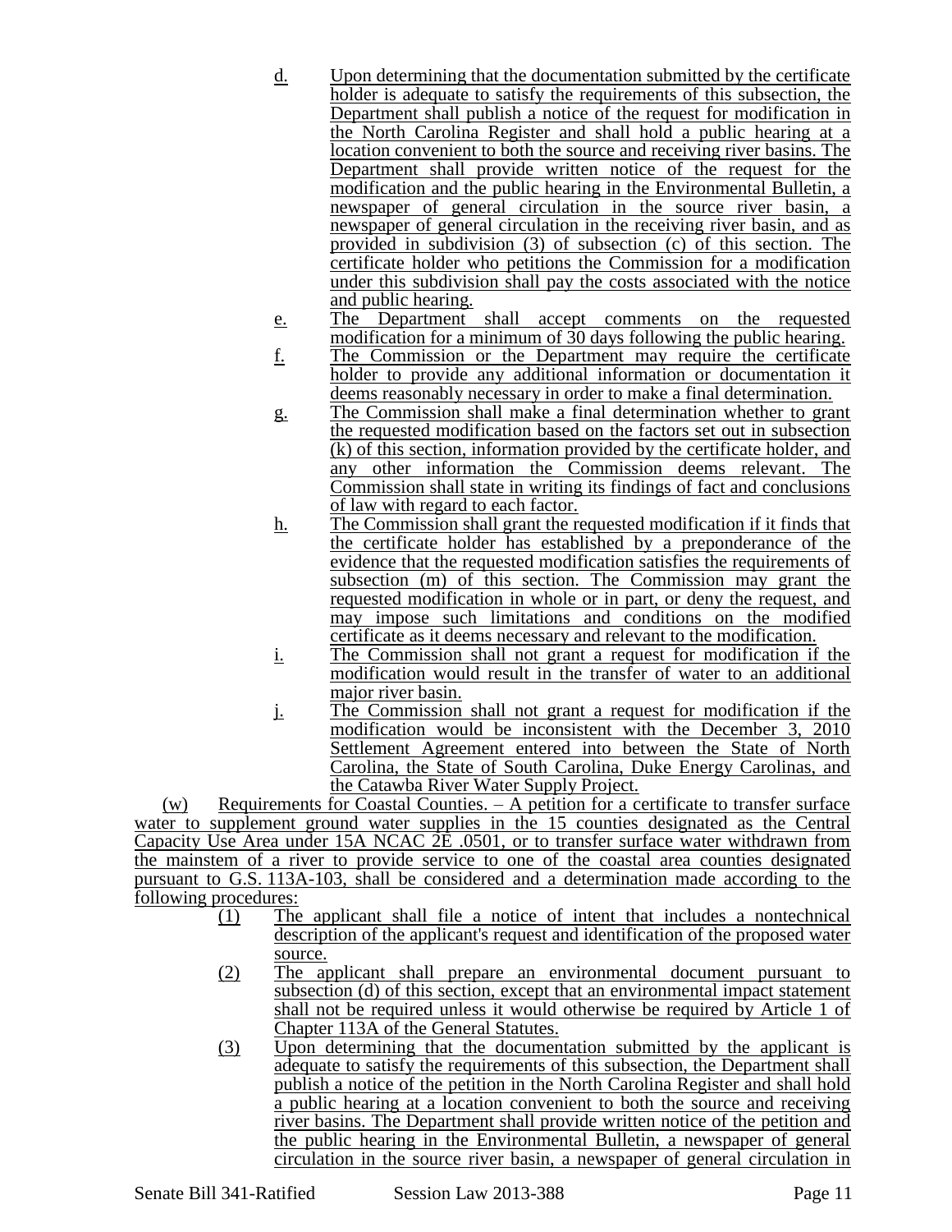d. Upon determining that the documentation submitted by the certificate holder is adequate to satisfy the requirements of this subsection, the Department shall publish a notice of the request for modification in the North Carolina Register and shall hold a public hearing at a location convenient to both the source and receiving river basins. The Department shall provide written notice of the request for the modification and the public hearing in the Environmental Bulletin, a newspaper of general circulation in the source river basin, a newspaper of general circulation in the receiving river basin, and as provided in subdivision (3) of subsection (c) of this section. The certificate holder who petitions the Commission for a modification under this subdivision shall pay the costs associated with the notice and public hearing.

e. The Department shall accept comments on the requested modification for a minimum of 30 days following the public hearing.

f. The Commission or the Department may require the certificate holder to provide any additional information or documentation it deems reasonably necessary in order to make a final determination.

g. The Commission shall make a final determination whether to grant the requested modification based on the factors set out in subsection (k) of this section, information provided by the certificate holder, and any other information the Commission deems relevant. The Commission shall state in writing its findings of fact and conclusions of law with regard to each factor.

h. The Commission shall grant the requested modification if it finds that the certificate holder has established by a preponderance of the evidence that the requested modification satisfies the requirements of subsection (m) of this section. The Commission may grant the requested modification in whole or in part, or deny the request, and may impose such limitations and conditions on the modified certificate as it deems necessary and relevant to the modification.

i. The Commission shall not grant a request for modification if the modification would result in the transfer of water to an additional major river basin.

j. The Commission shall not grant a request for modification if the modification would be inconsistent with the December 3, 2010 Settlement Agreement entered into between the State of North Carolina, the State of South Carolina, Duke Energy Carolinas, and the Catawba River Water Supply Project.

(w) Requirements for Coastal Counties. – A petition for a certificate to transfer surface water to supplement ground water supplies in the 15 counties designated as the Central Capacity Use Area under 15A NCAC 2E .0501, or to transfer surface water withdrawn from the mainstem of a river to provide service to one of the coastal area counties designated pursuant to G.S. 113A-103, shall be considered and a determination made according to the following procedures:

(1) The applicant shall file a notice of intent that includes a nontechnical description of the applicant's request and identification of the proposed water source.

(2) The applicant shall prepare an environmental document pursuant to subsection (d) of this section, except that an environmental impact statement shall not be required unless it would otherwise be required by Article 1 of Chapter 113A of the General Statutes.

(3) Upon determining that the documentation submitted by the applicant is adequate to satisfy the requirements of this subsection, the Department shall publish a notice of the petition in the North Carolina Register and shall hold a public hearing at a location convenient to both the source and receiving river basins. The Department shall provide written notice of the petition and the public hearing in the Environmental Bulletin, a newspaper of general circulation in the source river basin, a newspaper of general circulation in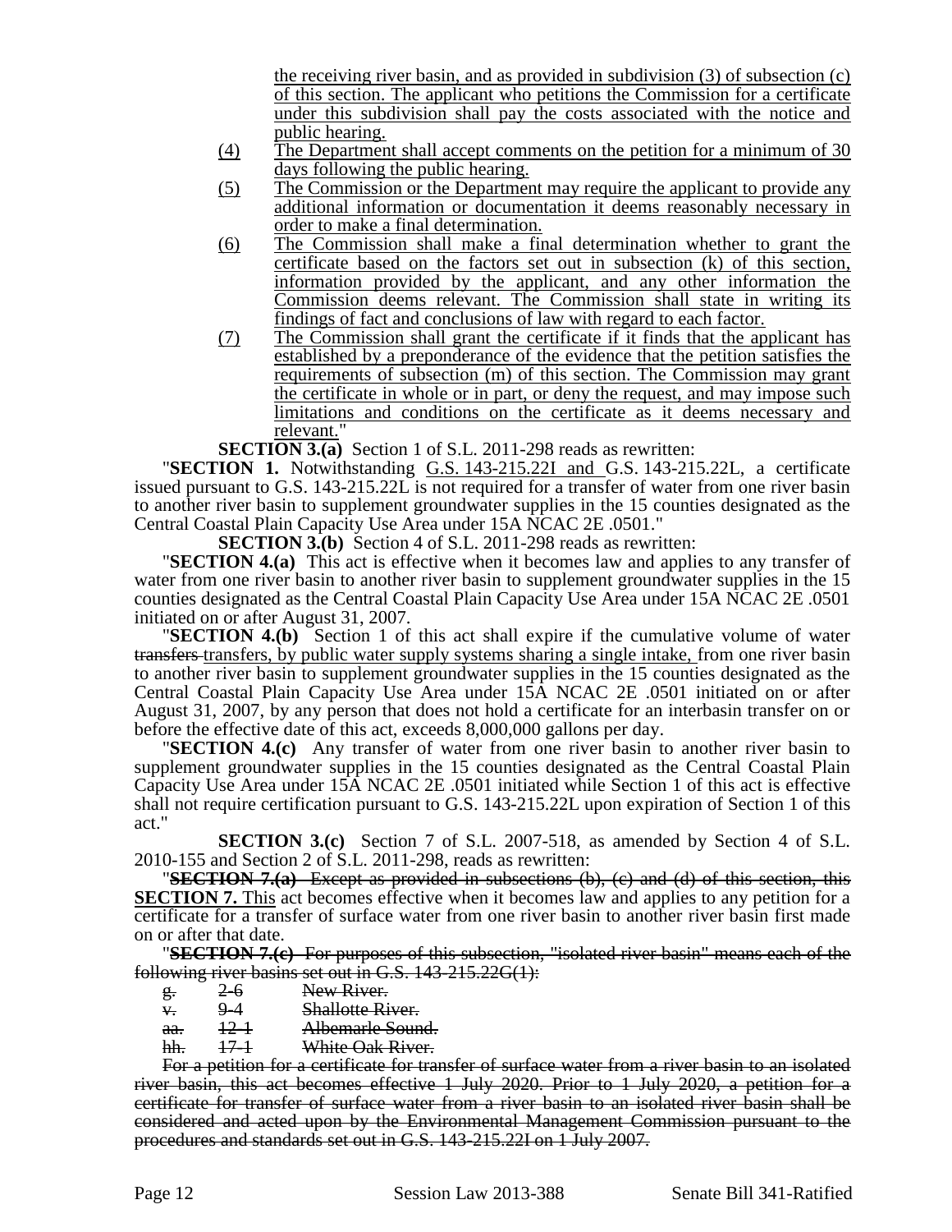the receiving river basin, and as provided in subdivision (3) of subsection (c) of this section. The applicant who petitions the Commission for a certificate under this subdivision shall pay the costs associated with the notice and public hearing.

(4) The Department shall accept comments on the petition for a minimum of 30 days following the public hearing.

(5) The Commission or the Department may require the applicant to provide any additional information or documentation it deems reasonably necessary in order to make a final determination.

(6) The Commission shall make a final determination whether to grant the certificate based on the factors set out in subsection (k) of this section, information provided by the applicant, and any other information the Commission deems relevant. The Commission shall state in writing its findings of fact and conclusions of law with regard to each factor.

(7) The Commission shall grant the certificate if it finds that the applicant has established by a preponderance of the evidence that the petition satisfies the requirements of subsection (m) of this section. The Commission may grant the certificate in whole or in part, or deny the request, and may impose such limitations and conditions on the certificate as it deems necessary and relevant."

**SECTION 3.(a)** Section 1 of S.L. 2011-298 reads as rewritten:

"**SECTION 1.** Notwithstanding G.S. 143-215.22I and G.S. 143-215.22L, a certificate issued pursuant to G.S. 143-215.22L is not required for a transfer of water from one river basin to another river basin to supplement groundwater supplies in the 15 counties designated as the Central Coastal Plain Capacity Use Area under 15A NCAC 2E .0501."

**SECTION 3.(b)** Section 4 of S.L. 2011-298 reads as rewritten:

"**SECTION 4.(a)** This act is effective when it becomes law and applies to any transfer of water from one river basin to another river basin to supplement groundwater supplies in the 15 counties designated as the Central Coastal Plain Capacity Use Area under 15A NCAC 2E .0501 initiated on or after August 31, 2007.

"**SECTION 4.(b)** Section 1 of this act shall expire if the cumulative volume of water ~~transfers~~ transfers, by public water supply systems sharing a single intake, from one river basin to another river basin to supplement groundwater supplies in the 15 counties designated as the Central Coastal Plain Capacity Use Area under 15A NCAC 2E .0501 initiated on or after August 31, 2007, by any person that does not hold a certificate for an interbasin transfer on or before the effective date of this act, exceeds 8,000,000 gallons per day.

"**SECTION 4.(c)** Any transfer of water from one river basin to another river basin to supplement groundwater supplies in the 15 counties designated as the Central Coastal Plain Capacity Use Area under 15A NCAC 2E .0501 initiated while Section 1 of this act is effective shall not require certification pursuant to G.S. 143-215.22L upon expiration of Section 1 of this act."

**SECTION 3.(c)** Section 7 of S.L. 2007-518, as amended by Section 4 of S.L. 2010-155 and Section 2 of S.L. 2011-298, reads as rewritten:

"~~**SECTION 7.(a)** Except as provided in subsections (b), (c) and (d) of this section, this~~ **SECTION 7.** This act becomes effective when it becomes law and applies to any petition for a certificate for a transfer of surface water from one river basin to another river basin first made on or after that date.

"~~**SECTION 7.(c)** For purposes of this subsection, "isolated river basin" means each of the following river basins set out in G.S. 143-215.22G(1):~~

~~g. 2-6 New River.~~
~~v. 9-4 Shallotte River.~~
~~aa. 12-1 Albemarle Sound.~~
~~hh. 17-1 White Oak River.~~

~~For a petition for a certificate for transfer of surface water from a river basin to an isolated river basin, this act becomes effective 1 July 2020. Prior to 1 July 2020, a petition for a certificate for transfer of surface water from a river basin to an isolated river basin shall be considered and acted upon by the Environmental Management Commission pursuant to the procedures and standards set out in G.S. 143-215.22I on 1 July 2007.~~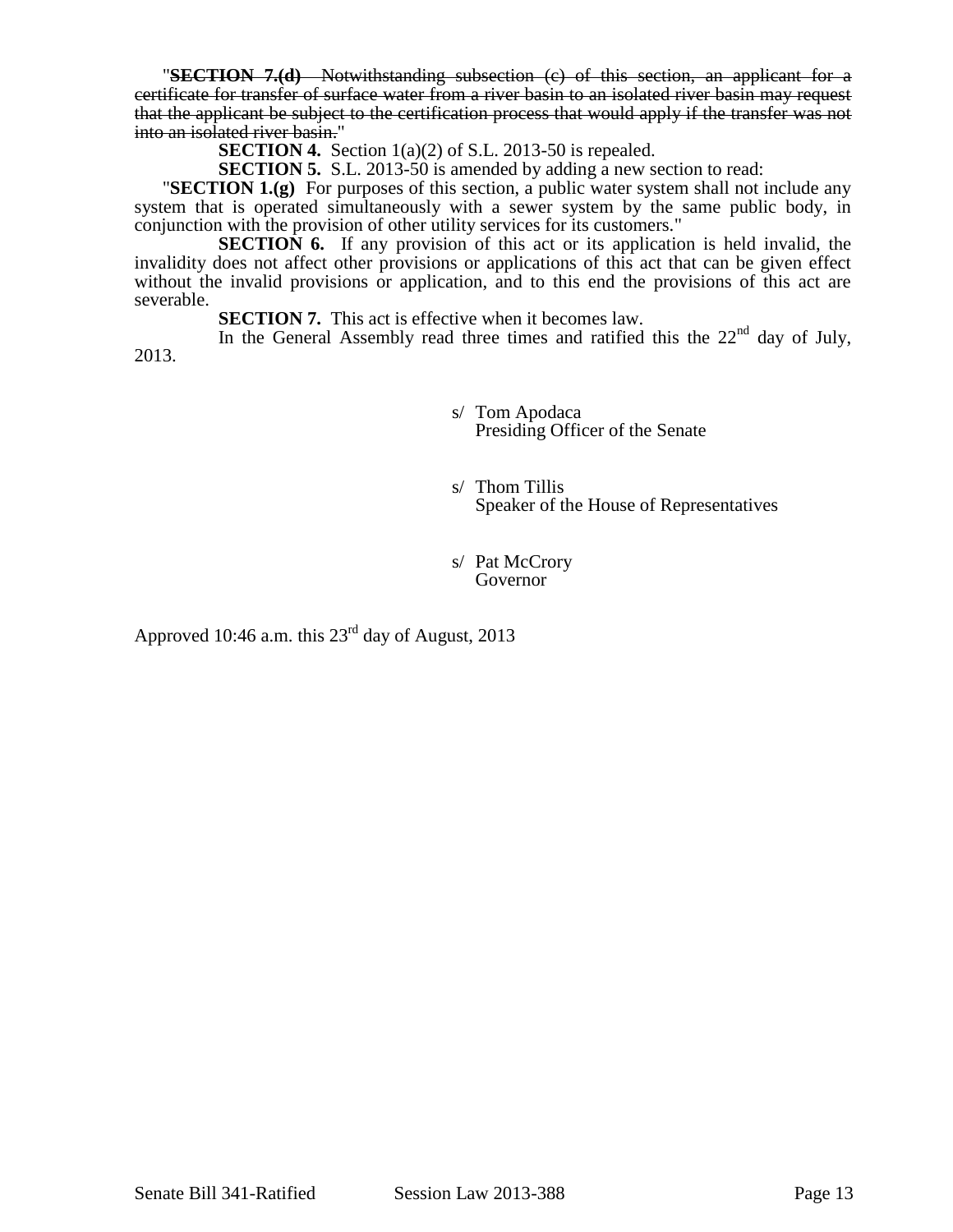"~~**SECTION 7.(d)** Notwithstanding subsection (c) of this section, an applicant for a certificate for transfer of surface water from a river basin to an isolated river basin may request that the applicant be subject to the certification process that would apply if the transfer was not into an isolated river basin.~~"

**SECTION 4.** Section 1(a)(2) of S.L. 2013-50 is repealed.

**SECTION 5.** S.L. 2013-50 is amended by adding a new section to read:

"**SECTION 1.(g)** For purposes of this section, a public water system shall not include any system that is operated simultaneously with a sewer system by the same public body, in conjunction with the provision of other utility services for its customers."

**SECTION 6.** If any provision of this act or its application is held invalid, the invalidity does not affect other provisions or applications of this act that can be given effect without the invalid provisions or application, and to this end the provisions of this act are severable.

**SECTION 7.** This act is effective when it becomes law.

In the General Assembly read three times and ratified this the 22nd day of July, 2013.

s/ Tom Apodaca
Presiding Officer of the Senate

s/ Thom Tillis
Speaker of the House of Representatives

s/ Pat McCrory
Governor

Approved 10:46 a.m. this 23rd day of August, 2013

Senate Bill 341-Ratified Session Law 2013-388